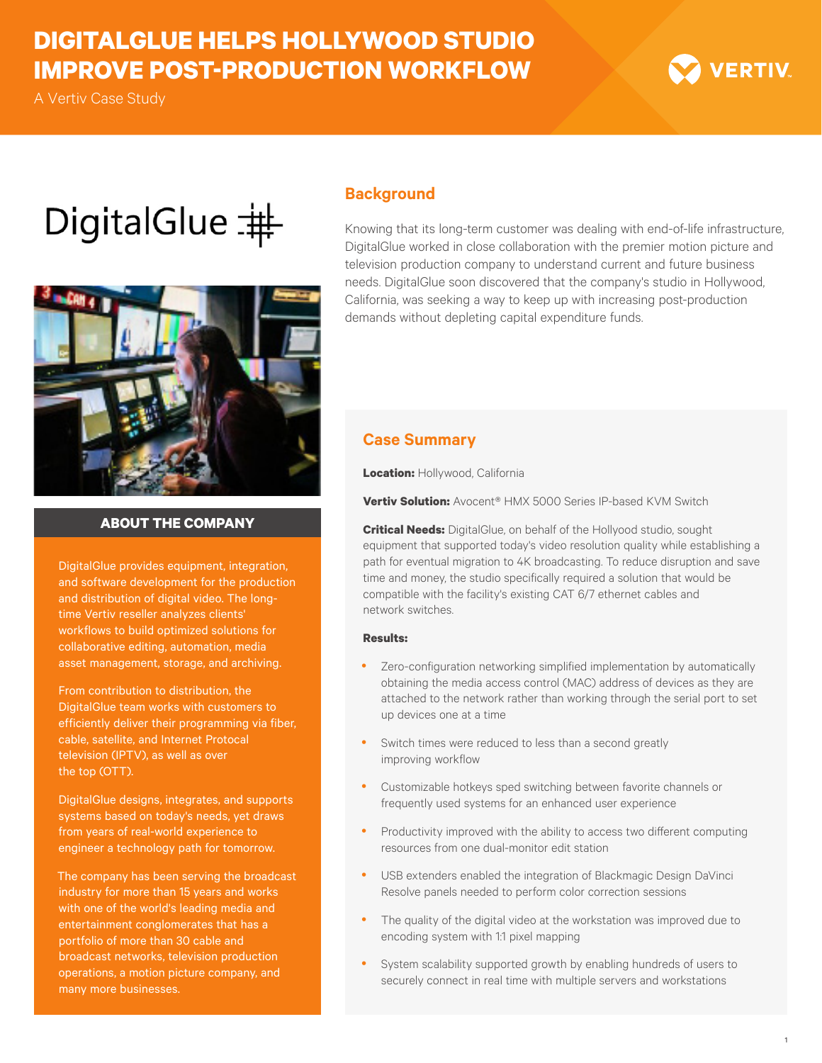# DIGITALGLUE HELPS HOLLYWOOD STUDIO IMPROVE POST-PRODUCTION WORKFLOW

A Vertiv Case Study

## Background

Knowing that its long-term customer was dealing with end-of-life infrastructure, DigitalGlue worked in close collaboration with the premier motion picture and television production company to understand current and future business needs. DigitalGlue soon discovered that the company's studio in Hollywood, California, was seeking a way to keep up with increasing post-production demands without depleting capital expenditure funds.

## ABOUT THE COMPANY

DigitalGlue provides equipment, integration, and software development for the production and distribution of digital video. The long-time Vertiv reseller analyzes clients' workflows to build optimized solutions for collaborative editing, automation, media asset management, storage, and archiving.

From contribution to distribution, the DigitalGlue team works with customers to efficiently deliver their programming via fiber, cable, satellite, and Internet Protocal television (IPTV), as well as over the top (OTT).

DigitalGlue designs, integrates, and supports systems based on today's needs, yet draws from years of real-world experience to engineer a technology path for tomorrow.

The company has been serving the broadcast industry for more than 15 years and works with one of the world's leading media and entertainment conglomerates that has a portfolio of more than 30 cable and broadcast networks, television production operations, a motion picture company, and many more businesses.

## Case Summary

**Location:** Hollywood, California

**Vertiv Solution:** Avocent® HMX 5000 Series IP-based KVM Switch

**Critical Needs:** DigitalGlue, on behalf of the Hollyood studio, sought equipment that supported today's video resolution quality while establishing a path for eventual migration to 4K broadcasting. To reduce disruption and save time and money, the studio specifically required a solution that would be compatible with the facility's existing CAT 6/7 ethernet cables and network switches.

**Results:**

- Zero-configuration networking simplified implementation by automatically obtaining the media access control (MAC) address of devices as they are attached to the network rather than working through the serial port to set up devices one at a time
- Switch times were reduced to less than a second greatly improving workflow
- Customizable hotkeys sped switching between favorite channels or frequently used systems for an enhanced user experience
- Productivity improved with the ability to access two different computing resources from one dual-monitor edit station
- USB extenders enabled the integration of Blackmagic Design DaVinci Resolve panels needed to perform color correction sessions
- The quality of the digital video at the workstation was improved due to encoding system with 1:1 pixel mapping
- System scalability supported growth by enabling hundreds of users to securely connect in real time with multiple servers and workstations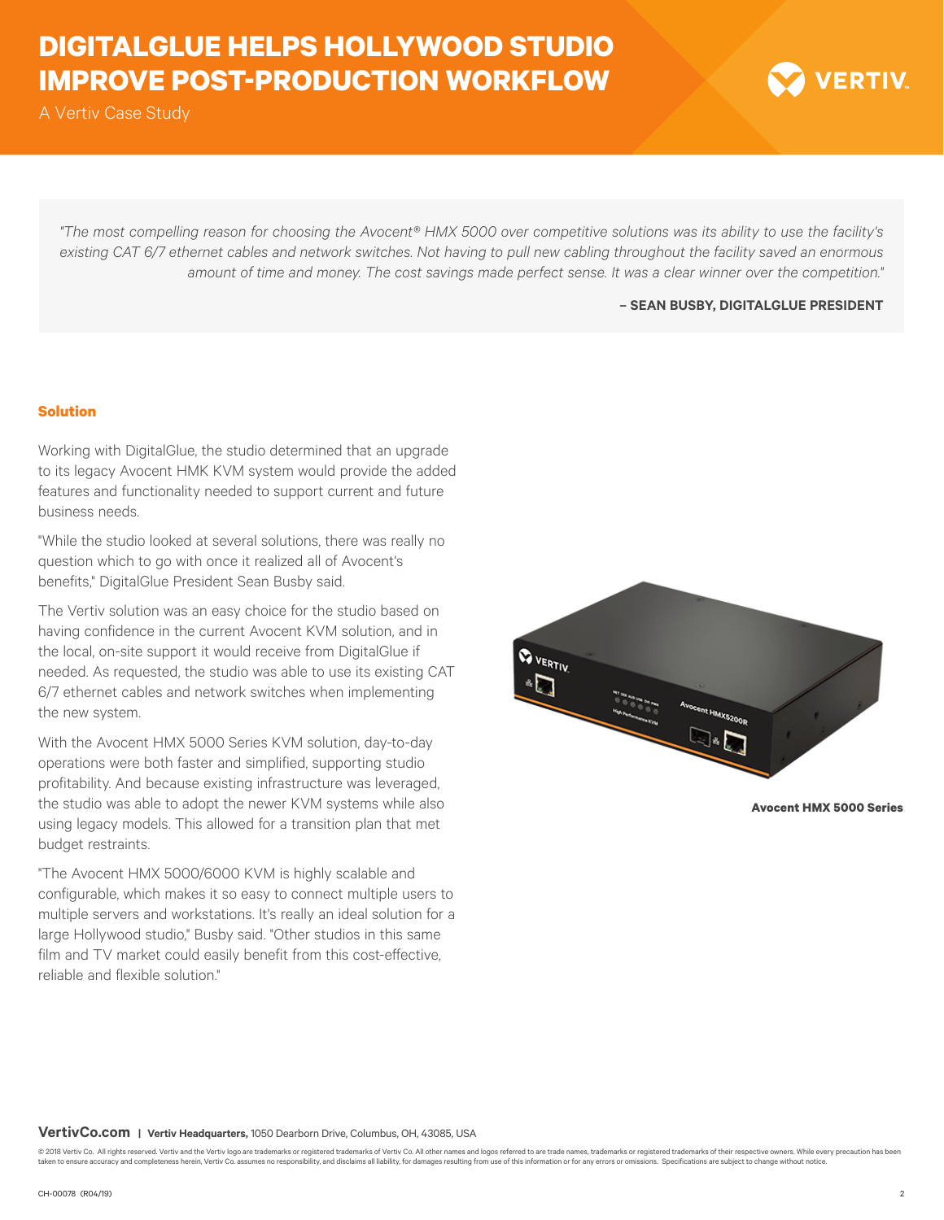# DIGITALGLUE HELPS HOLLYWOOD STUDIO IMPROVE POST-PRODUCTION WORKFLOW

A Vertiv Case Study

> *"The most compelling reason for choosing the Avocent® HMX 5000 over competitive solutions was its ability to use the facility's existing CAT 6/7 ethernet cables and network switches. Not having to pull new cabling throughout the facility saved an enormous amount of time and money. The cost savings made perfect sense. It was a clear winner over the competition."*
>
> **– SEAN BUSBY, DIGITALGLUE PRESIDENT**

## Solution

Working with DigitalGlue, the studio determined that an upgrade to its legacy Avocent HMK KVM system would provide the added features and functionality needed to support current and future business needs.

"While the studio looked at several solutions, there was really no question which to go with once it realized all of Avocent's benefits," DigitalGlue President Sean Busby said.

The Vertiv solution was an easy choice for the studio based on having confidence in the current Avocent KVM solution, and in the local, on-site support it would receive from DigitalGlue if needed. As requested, the studio was able to use its existing CAT 6/7 ethernet cables and network switches when implementing the new system.

With the Avocent HMX 5000 Series KVM solution, day-to-day operations were both faster and simplified, supporting studio profitability. And because existing infrastructure was leveraged, the studio was able to adopt the newer KVM systems while also using legacy models. This allowed for a transition plan that met budget restraints.

"The Avocent HMX 5000/6000 KVM is highly scalable and configurable, which makes it so easy to connect multiple users to multiple servers and workstations. It's really an ideal solution for a large Hollywood studio," Busby said. "Other studios in this same film and TV market could easily benefit from this cost-effective, reliable and flexible solution."

**Avocent HMX 5000 Series**

**VertivCo.com** | **Vertiv Headquarters,** 1050 Dearborn Drive, Columbus, OH, 43085, USA

© 2018 Vertiv Co. All rights reserved. Vertiv and the Vertiv logo are trademarks or registered trademarks of Vertiv Co. All other names and logos referred to are trade names, trademarks or registered trademarks of their respective owners. While every precaution has been taken to ensure accuracy and completeness herein, Vertiv Co. assumes no responsibility, and disclaims all liability, for damages resulting from use of this information or for any errors or omissions. Specifications are subject to change without notice.

CH-00078 (R04/19)